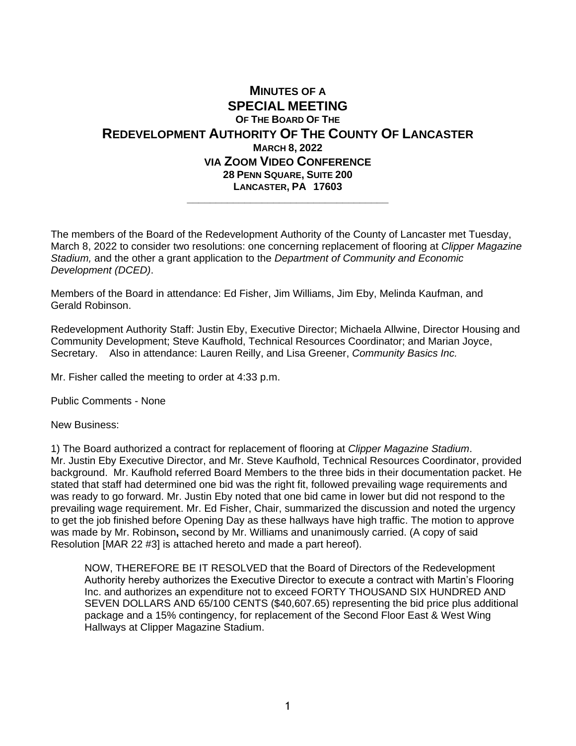# MINUTES OF A
# SPECIAL MEETING
### OF THE BOARD OF THE
# REDEVELOPMENT AUTHORITY OF THE COUNTY OF LANCASTER
### MARCH 8, 2022
### VIA ZOOM VIDEO CONFERENCE
### 28 PENN SQUARE, SUITE 200
### LANCASTER, PA 17603

---

The members of the Board of the Redevelopment Authority of the County of Lancaster met Tuesday, March 8, 2022 to consider two resolutions: one concerning replacement of flooring at *Clipper Magazine Stadium,* and the other a grant application to the *Department of Community and Economic Development (DCED)*.

Members of the Board in attendance: Ed Fisher, Jim Williams, Jim Eby, Melinda Kaufman, and Gerald Robinson.

Redevelopment Authority Staff: Justin Eby, Executive Director; Michaela Allwine, Director Housing and Community Development; Steve Kaufhold, Technical Resources Coordinator; and Marian Joyce, Secretary. Also in attendance: Lauren Reilly, and Lisa Greener, *Community Basics Inc.*

Mr. Fisher called the meeting to order at 4:33 p.m.

Public Comments - None

New Business:

1) The Board authorized a contract for replacement of flooring at *Clipper Magazine Stadium*. Mr. Justin Eby Executive Director, and Mr. Steve Kaufhold, Technical Resources Coordinator, provided background. Mr. Kaufhold referred Board Members to the three bids in their documentation packet. He stated that staff had determined one bid was the right fit, followed prevailing wage requirements and was ready to go forward. Mr. Justin Eby noted that one bid came in lower but did not respond to the prevailing wage requirement. Mr. Ed Fisher, Chair, summarized the discussion and noted the urgency to get the job finished before Opening Day as these hallways have high traffic. The motion to approve was made by Mr. Robinson**,** second by Mr. Williams and unanimously carried. (A copy of said Resolution [MAR 22 #3] is attached hereto and made a part hereof).

> NOW, THEREFORE BE IT RESOLVED that the Board of Directors of the Redevelopment Authority hereby authorizes the Executive Director to execute a contract with Martin's Flooring Inc. and authorizes an expenditure not to exceed FORTY THOUSAND SIX HUNDRED AND SEVEN DOLLARS AND 65/100 CENTS ($40,607.65) representing the bid price plus additional package and a 15% contingency, for replacement of the Second Floor East & West Wing Hallways at Clipper Magazine Stadium.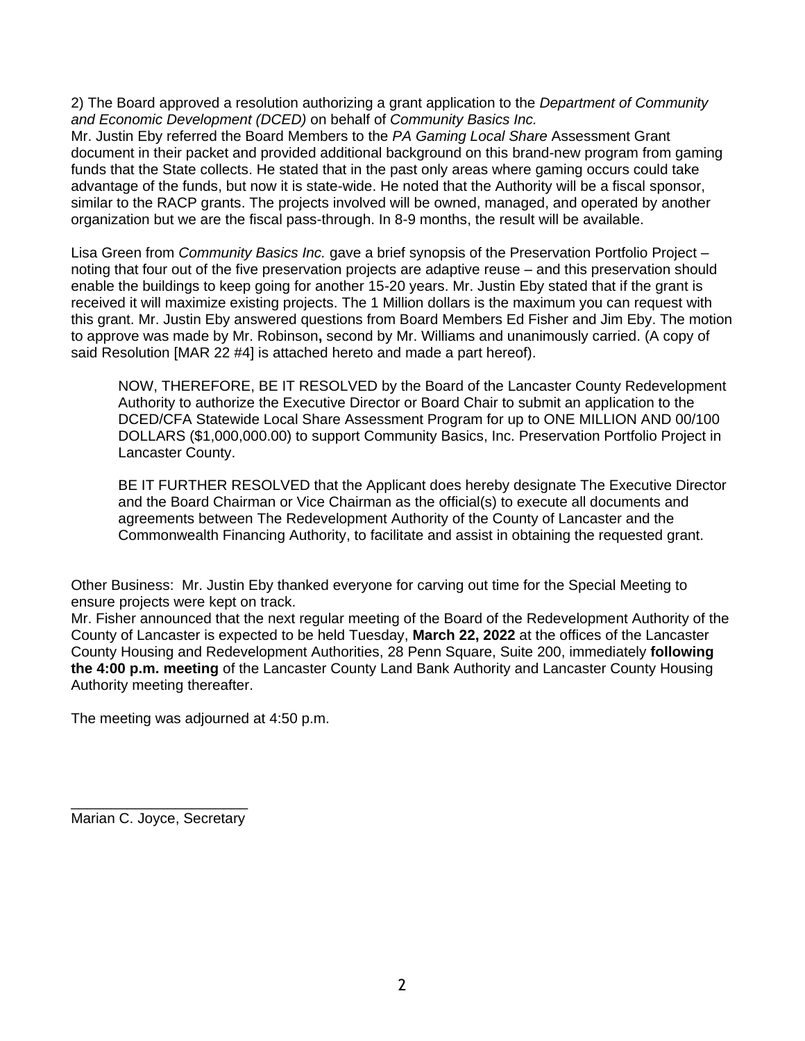2) The Board approved a resolution authorizing a grant application to the *Department of Community and Economic Development (DCED)* on behalf of *Community Basics Inc.*
Mr. Justin Eby referred the Board Members to the *PA Gaming Local Share* Assessment Grant document in their packet and provided additional background on this brand-new program from gaming funds that the State collects. He stated that in the past only areas where gaming occurs could take advantage of the funds, but now it is state-wide. He noted that the Authority will be a fiscal sponsor, similar to the RACP grants. The projects involved will be owned, managed, and operated by another organization but we are the fiscal pass-through. In 8-9 months, the result will be available.

Lisa Green from *Community Basics Inc.* gave a brief synopsis of the Preservation Portfolio Project – noting that four out of the five preservation projects are adaptive reuse – and this preservation should enable the buildings to keep going for another 15-20 years. Mr. Justin Eby stated that if the grant is received it will maximize existing projects. The 1 Million dollars is the maximum you can request with this grant. Mr. Justin Eby answered questions from Board Members Ed Fisher and Jim Eby. The motion to approve was made by Mr. Robinson**,** second by Mr. Williams and unanimously carried. (A copy of said Resolution [MAR 22 #4] is attached hereto and made a part hereof).

> NOW, THEREFORE, BE IT RESOLVED by the Board of the Lancaster County Redevelopment Authority to authorize the Executive Director or Board Chair to submit an application to the DCED/CFA Statewide Local Share Assessment Program for up to ONE MILLION AND 00/100 DOLLARS ($1,000,000.00) to support Community Basics, Inc. Preservation Portfolio Project in Lancaster County.
>
> BE IT FURTHER RESOLVED that the Applicant does hereby designate The Executive Director and the Board Chairman or Vice Chairman as the official(s) to execute all documents and agreements between The Redevelopment Authority of the County of Lancaster and the Commonwealth Financing Authority, to facilitate and assist in obtaining the requested grant.

Other Business: Mr. Justin Eby thanked everyone for carving out time for the Special Meeting to ensure projects were kept on track.
Mr. Fisher announced that the next regular meeting of the Board of the Redevelopment Authority of the County of Lancaster is expected to be held Tuesday, **March 22, 2022** at the offices of the Lancaster County Housing and Redevelopment Authorities, 28 Penn Square, Suite 200, immediately **following the 4:00 p.m. meeting** of the Lancaster County Land Bank Authority and Lancaster County Housing Authority meeting thereafter.

The meeting was adjourned at 4:50 p.m.

\_\_\_\_\_\_\_\_\_\_\_\_\_\_\_\_\_\_\_\_\_\_
Marian C. Joyce, Secretary